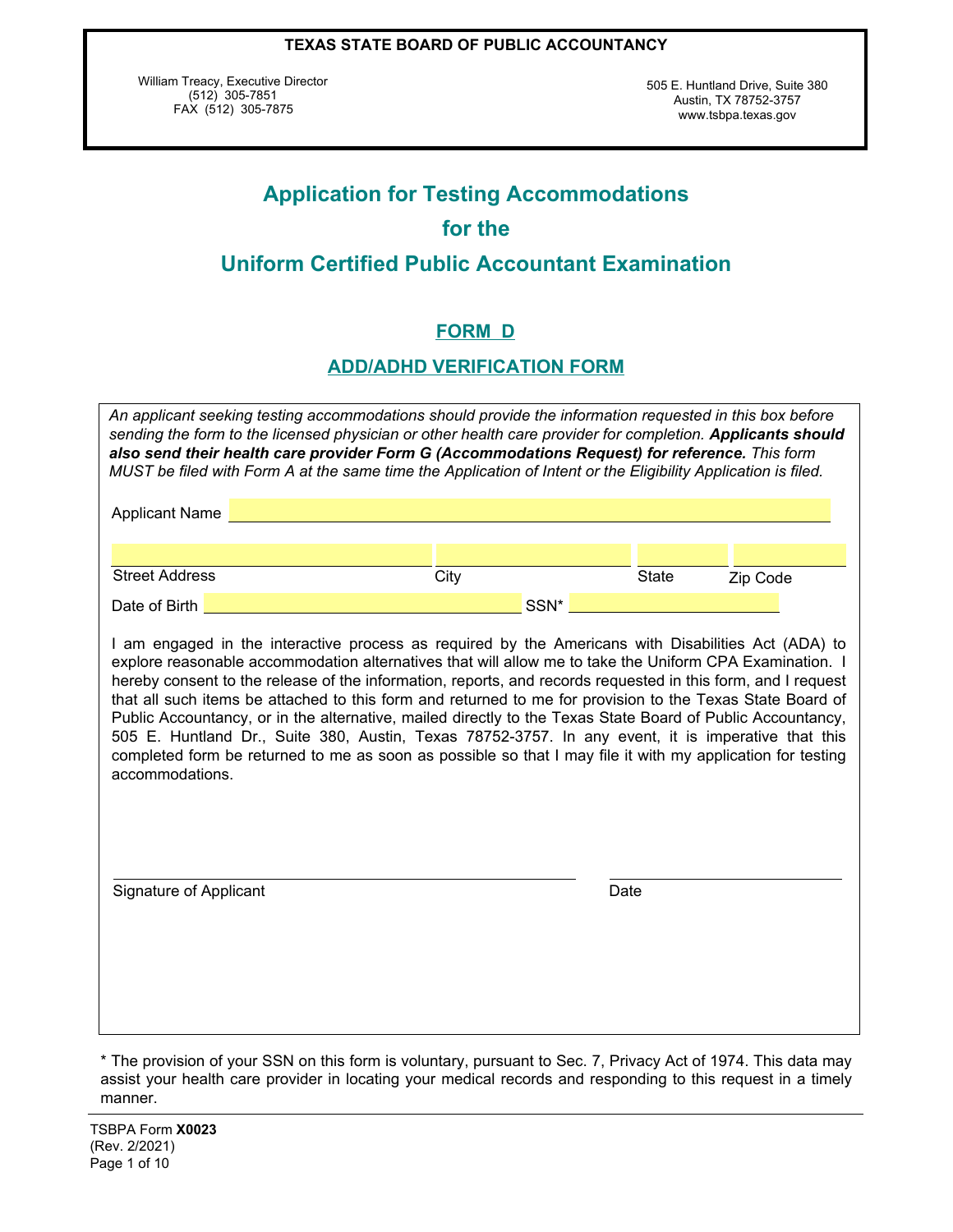**TEXAS STATE BOARD OF PUBLIC ACCOUNTANCY**

William Treacy, Executive Director
(512) 305-7851
FAX (512) 305-7875

505 E. Huntland Drive, Suite 380
Austin, TX 78752-3757
www.tsbpa.texas.gov

# Application for Testing Accommodations for the Uniform Certified Public Accountant Examination

## FORM D

## ADD/ADHD VERIFICATION FORM

*An applicant seeking testing accommodations should provide the information requested in this box before sending the form to the licensed physician or other health care provider for completion.* ***Applicants should also send their health care provider Form G (Accommodations Request) for reference.*** *This form MUST be filed with Form A at the same time the Application of Intent or the Eligibility Application is filed.*

Applicant Name ______________________________

______________________ ______________ ________ __________
Street Address City State Zip Code

Date of Birth ____________________ SSN* ______________

I am engaged in the interactive process as required by the Americans with Disabilities Act (ADA) to explore reasonable accommodation alternatives that will allow me to take the Uniform CPA Examination. I hereby consent to the release of the information, reports, and records requested in this form, and I request that all such items be attached to this form and returned to me for provision to the Texas State Board of Public Accountancy, or in the alternative, mailed directly to the Texas State Board of Public Accountancy, 505 E. Huntland Dr., Suite 380, Austin, Texas 78752-3757. In any event, it is imperative that this completed form be returned to me as soon as possible so that I may file it with my application for testing accommodations.

______________________________ ______________
Signature of Applicant Date

\* The provision of your SSN on this form is voluntary, pursuant to Sec. 7, Privacy Act of 1974. This data may assist your health care provider in locating your medical records and responding to this request in a timely manner.

TSBPA Form **X0023**
(Rev. 2/2021)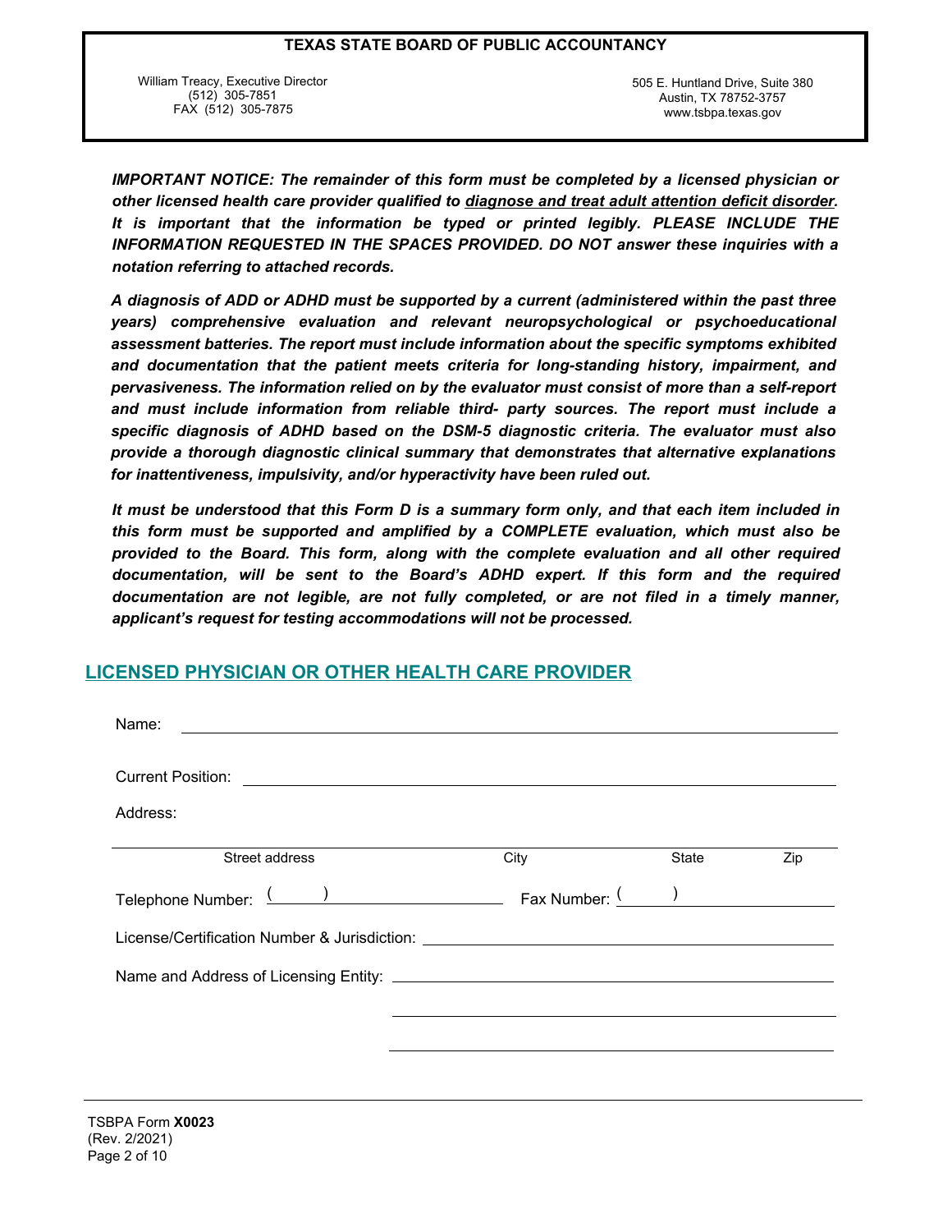**TEXAS STATE BOARD OF PUBLIC ACCOUNTANCY**

William Treacy, Executive Director
(512) 305-7851
FAX (512) 305-7875

505 E. Huntland Drive, Suite 380
Austin, TX 78752-3757
www.tsbpa.texas.gov

***IMPORTANT NOTICE: The remainder of this form must be completed by a licensed physician or other licensed health care provider qualified to <u>diagnose and treat adult attention deficit disorder</u>. It is important that the information be typed or printed legibly. PLEASE INCLUDE THE INFORMATION REQUESTED IN THE SPACES PROVIDED. DO NOT answer these inquiries with a notation referring to attached records.***

***A diagnosis of ADD or ADHD must be supported by a current (administered within the past three years) comprehensive evaluation and relevant neuropsychological or psychoeducational assessment batteries. The report must include information about the specific symptoms exhibited and documentation that the patient meets criteria for long-standing history, impairment, and pervasiveness. The information relied on by the evaluator must consist of more than a self-report and must include information from reliable third- party sources. The report must include a specific diagnosis of ADHD based on the DSM-5 diagnostic criteria. The evaluator must also provide a thorough diagnostic clinical summary that demonstrates that alternative explanations for inattentiveness, impulsivity, and/or hyperactivity have been ruled out.***

***It must be understood that this Form D is a summary form only, and that each item included in this form must be supported and amplified by a COMPLETE evaluation, which must also be provided to the Board. This form, along with the complete evaluation and all other required documentation, will be sent to the Board's ADHD expert. If this form and the required documentation are not legible, are not fully completed, or are not filed in a timely manner, applicant's request for testing accommodations will not be processed.***

## LICENSED PHYSICIAN OR OTHER HEALTH CARE PROVIDER

Name: ______________________________________________

Current Position: ______________________________________________

Address:

______________________________________________
Street address | City | State | Zip

Telephone Number: (      ) ____________________ Fax Number: (      ) ____________________

License/Certification Number & Jurisdiction: ______________________________________________

Name and Address of Licensing Entity: ______________________________________________

______________________________________________

______________________________________________

TSBPA Form **X0023**
(Rev. 2/2021)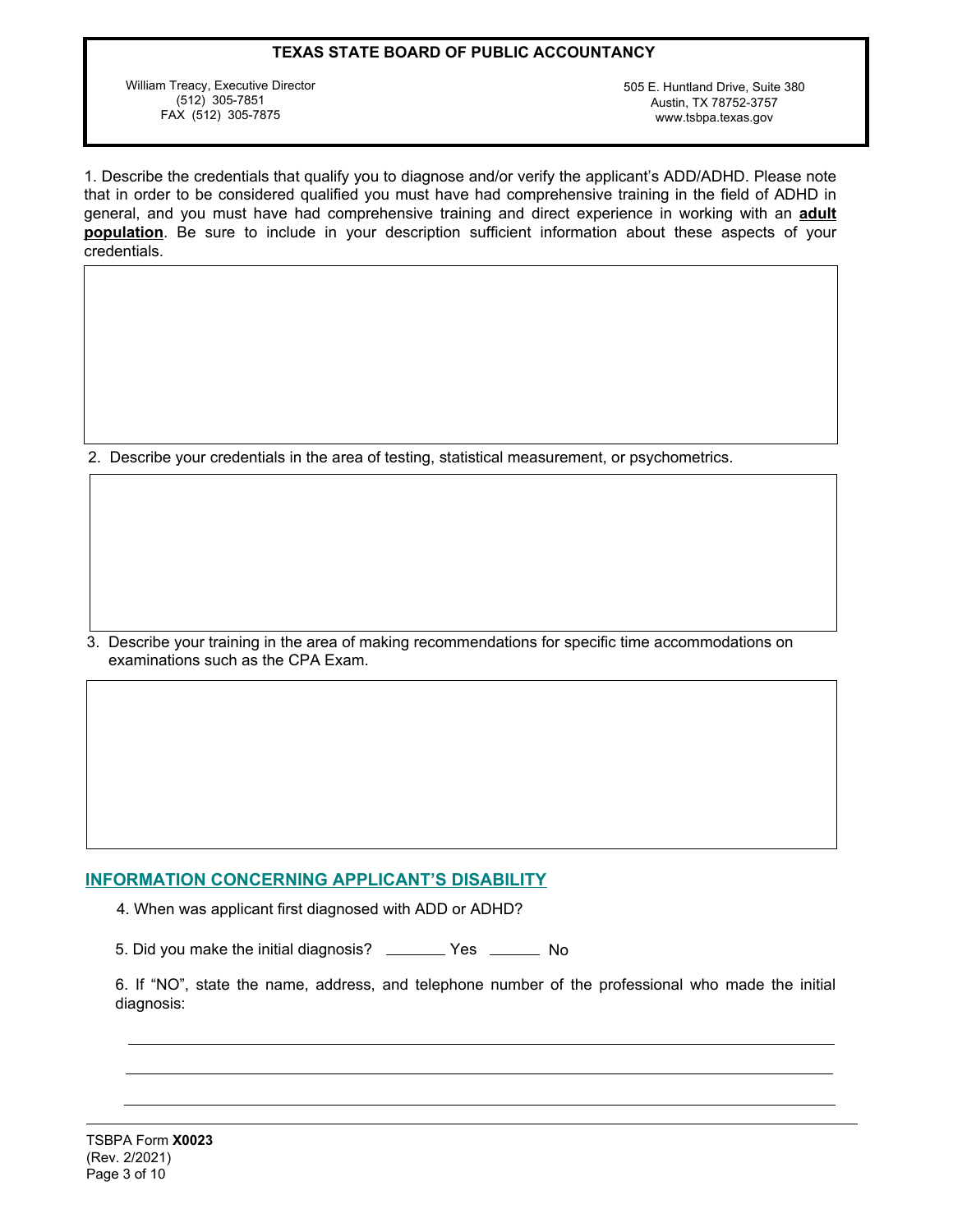**TEXAS STATE BOARD OF PUBLIC ACCOUNTANCY**

William Treacy, Executive Director
(512) 305-7851
FAX (512) 305-7875

505 E. Huntland Drive, Suite 380
Austin, TX 78752-3757
www.tsbpa.texas.gov

1. Describe the credentials that qualify you to diagnose and/or verify the applicant's ADD/ADHD. Please note that in order to be considered qualified you must have had comprehensive training in the field of ADHD in general, and you must have had comprehensive training and direct experience in working with an **adult population**. Be sure to include in your description sufficient information about these aspects of your credentials.

2. Describe your credentials in the area of testing, statistical measurement, or psychometrics.

3. Describe your training in the area of making recommendations for specific time accommodations on examinations such as the CPA Exam.

## INFORMATION CONCERNING APPLICANT'S DISABILITY

4. When was applicant first diagnosed with ADD or ADHD?

5. Did you make the initial diagnosis? _______ Yes ______ No

6. If "NO", state the name, address, and telephone number of the professional who made the initial diagnosis:

_______________________________________________

_______________________________________________

_______________________________________________

TSBPA Form **X0023**
(Rev. 2/2021)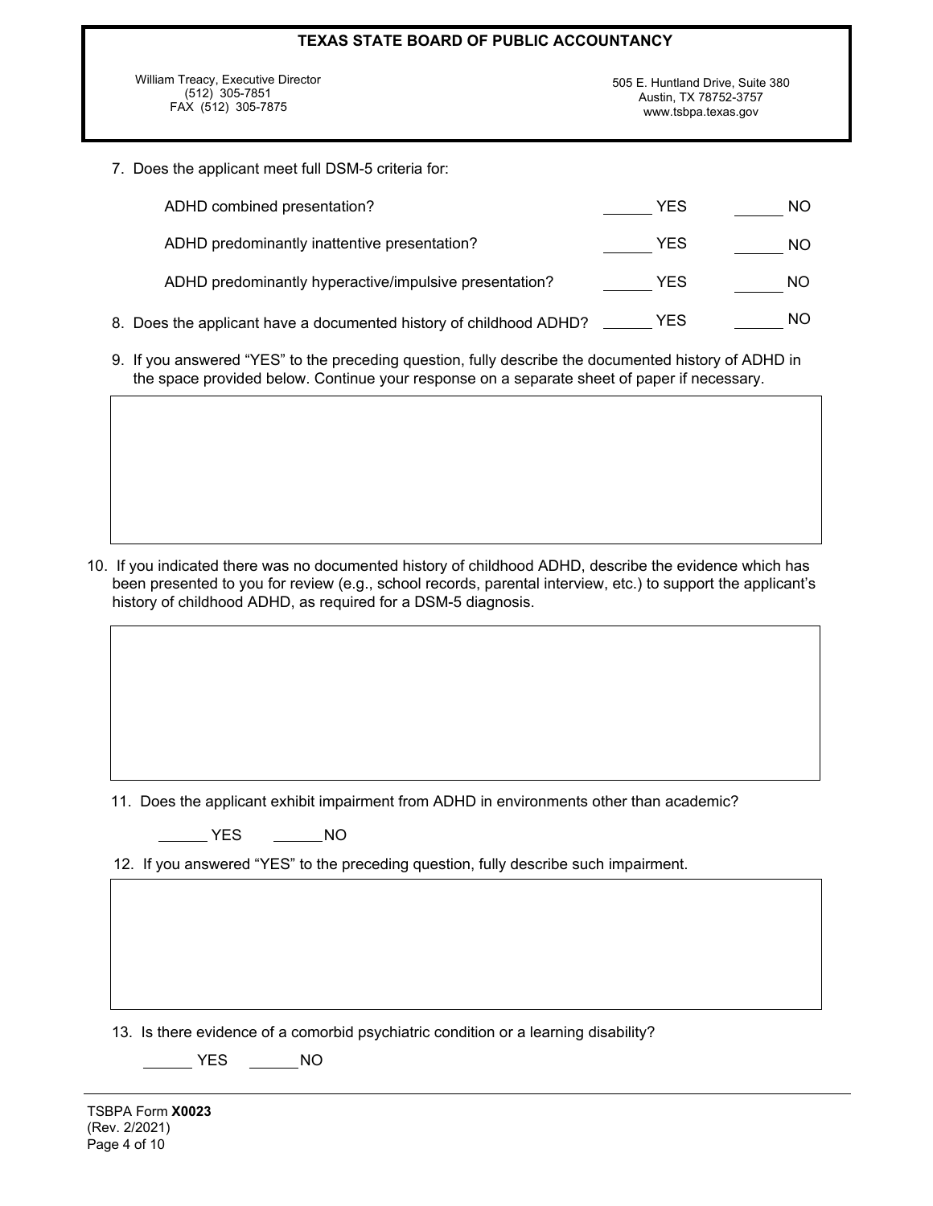7. Does the applicant meet full DSM-5 criteria for:

   | | | |
   |---|---|---|
   | ADHD combined presentation? | ______ YES | ______ NO |
   | ADHD predominantly inattentive presentation? | ______ YES | ______ NO |
   | ADHD predominantly hyperactive/impulsive presentation? | ______ YES | ______ NO |

8. Does the applicant have a documented history of childhood ADHD? ______ YES ______ NO

9. If you answered "YES" to the preceding question, fully describe the documented history of ADHD in the space provided below. Continue your response on a separate sheet of paper if necessary.

10. If you indicated there was no documented history of childhood ADHD, describe the evidence which has been presented to you for review (e.g., school records, parental interview, etc.) to support the applicant's history of childhood ADHD, as required for a DSM-5 diagnosis.

11. Does the applicant exhibit impairment from ADHD in environments other than academic?

    ______ YES ______ NO

12. If you answered "YES" to the preceding question, fully describe such impairment.

13. Is there evidence of a comorbid psychiatric condition or a learning disability?

    ______ YES ______ NO

TSBPA Form **X0023**
(Rev. 2/2021)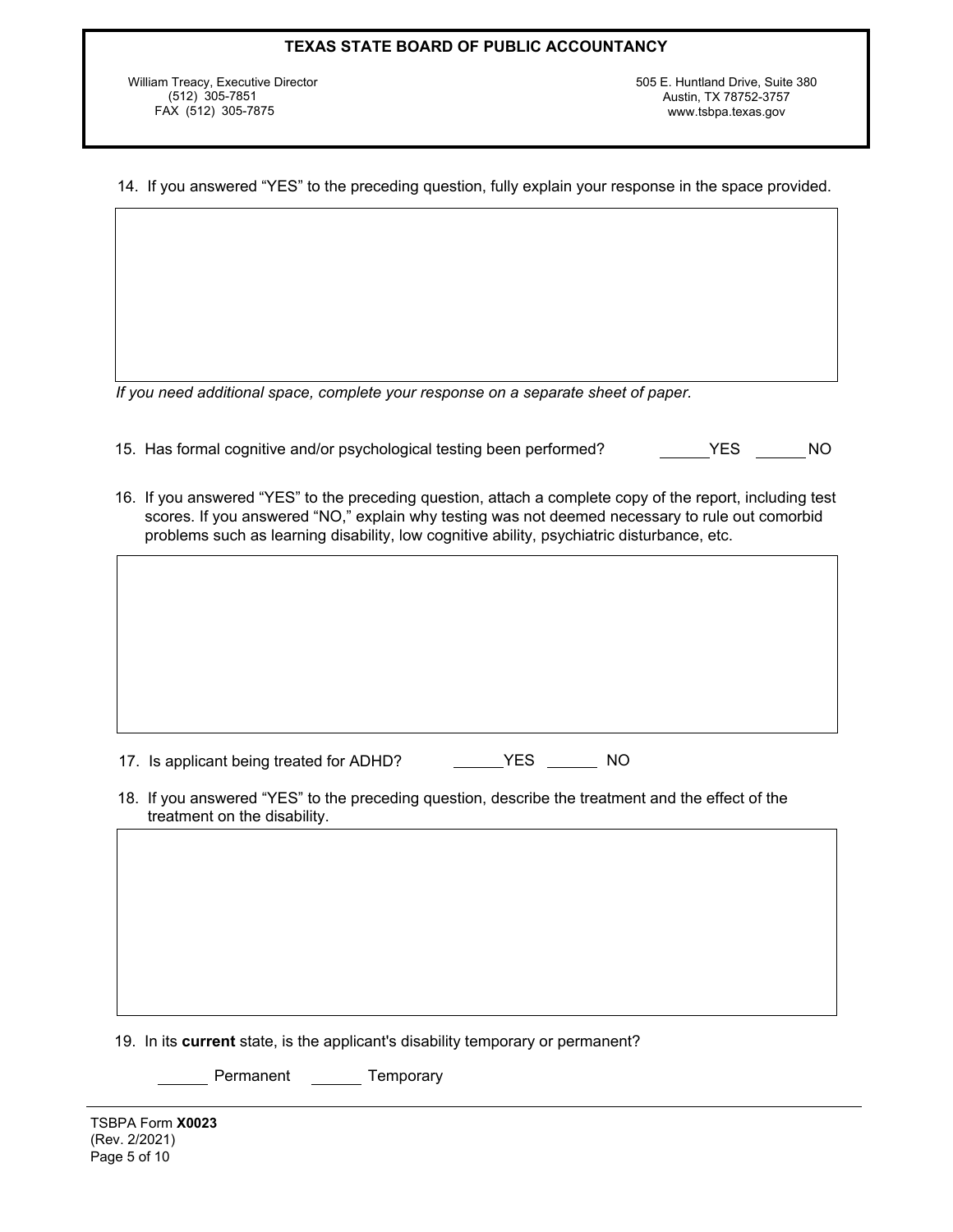14. If you answered "YES" to the preceding question, fully explain your response in the space provided.

*If you need additional space, complete your response on a separate sheet of paper.*

15. Has formal cognitive and/or psychological testing been performed? ______YES ______NO

16. If you answered "YES" to the preceding question, attach a complete copy of the report, including test scores. If you answered "NO," explain why testing was not deemed necessary to rule out comorbid problems such as learning disability, low cognitive ability, psychiatric disturbance, etc.

17. Is applicant being treated for ADHD? ______YES ______ NO

18. If you answered "YES" to the preceding question, describe the treatment and the effect of the treatment on the disability.

19. In its **current** state, is the applicant's disability temporary or permanent?

______ Permanent ______ Temporary

TSBPA Form **X0023**
(Rev. 2/2021)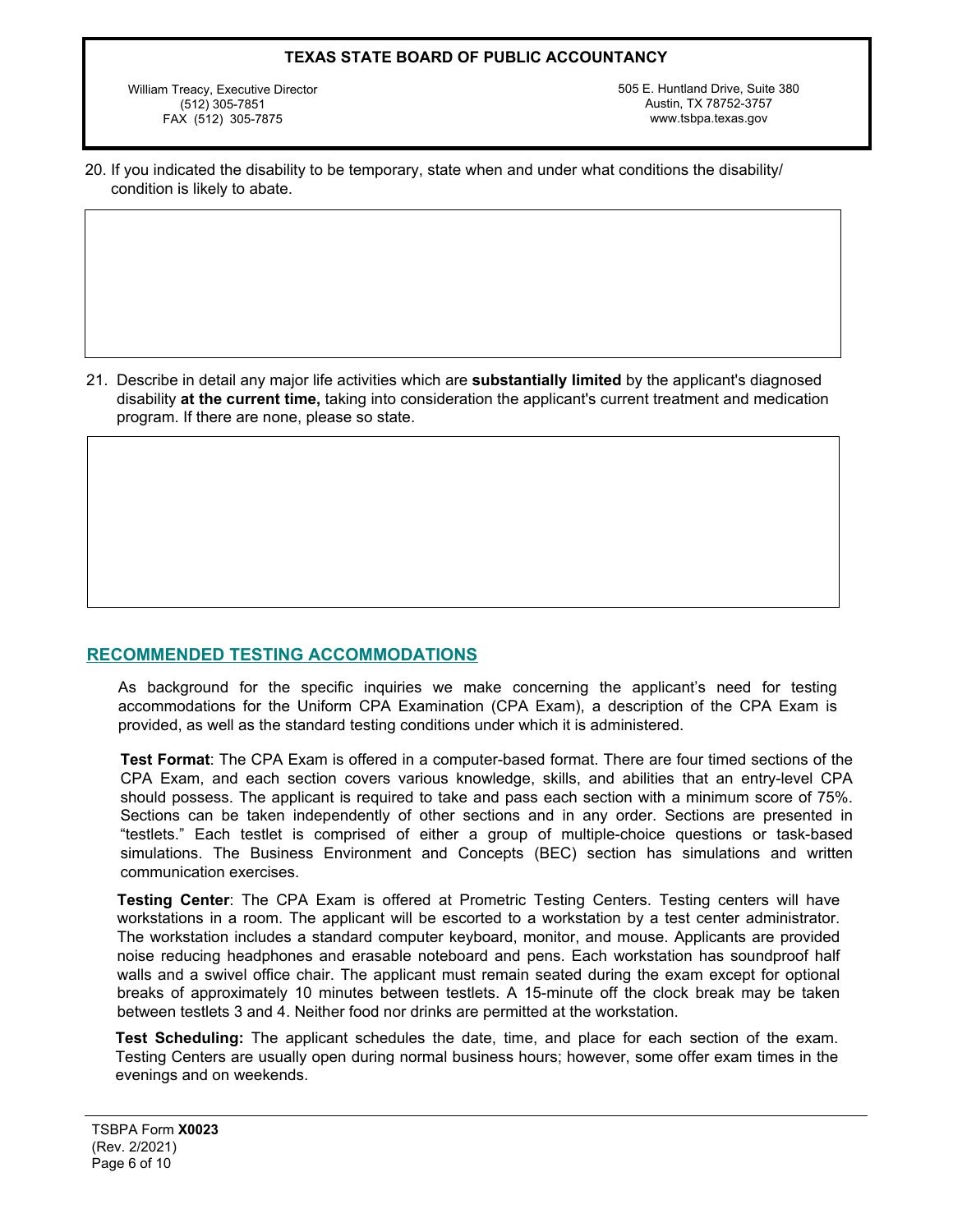20. If you indicated the disability to be temporary, state when and under what conditions the disability/ condition is likely to abate.

21. Describe in detail any major life activities which are **substantially limited** by the applicant's diagnosed disability **at the current time,** taking into consideration the applicant's current treatment and medication program. If there are none, please so state.

## RECOMMENDED TESTING ACCOMMODATIONS

As background for the specific inquiries we make concerning the applicant's need for testing accommodations for the Uniform CPA Examination (CPA Exam), a description of the CPA Exam is provided, as well as the standard testing conditions under which it is administered.

**Test Format**: The CPA Exam is offered in a computer-based format. There are four timed sections of the CPA Exam, and each section covers various knowledge, skills, and abilities that an entry-level CPA should possess. The applicant is required to take and pass each section with a minimum score of 75%. Sections can be taken independently of other sections and in any order. Sections are presented in "testlets." Each testlet is comprised of either a group of multiple-choice questions or task-based simulations. The Business Environment and Concepts (BEC) section has simulations and written communication exercises.

**Testing Center**: The CPA Exam is offered at Prometric Testing Centers. Testing centers will have workstations in a room. The applicant will be escorted to a workstation by a test center administrator. The workstation includes a standard computer keyboard, monitor, and mouse. Applicants are provided noise reducing headphones and erasable noteboard and pens. Each workstation has soundproof half walls and a swivel office chair. The applicant must remain seated during the exam except for optional breaks of approximately 10 minutes between testlets. A 15-minute off the clock break may be taken between testlets 3 and 4. Neither food nor drinks are permitted at the workstation.

**Test Scheduling:** The applicant schedules the date, time, and place for each section of the exam. Testing Centers are usually open during normal business hours; however, some offer exam times in the evenings and on weekends.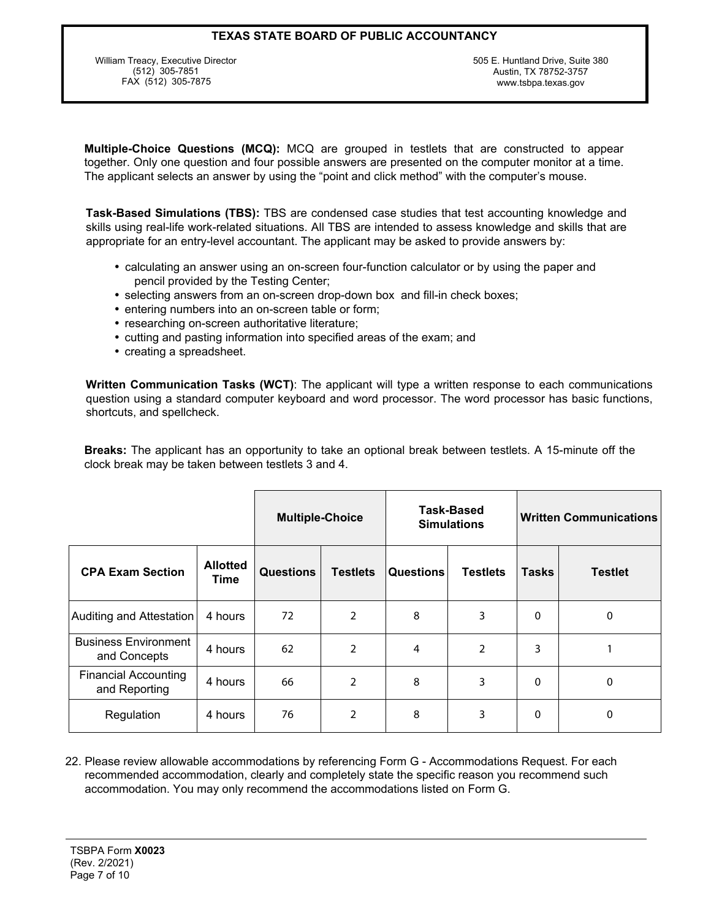**Multiple-Choice Questions (MCQ):** MCQ are grouped in testlets that are constructed to appear together. Only one question and four possible answers are presented on the computer monitor at a time. The applicant selects an answer by using the "point and click method" with the computer's mouse.

**Task-Based Simulations (TBS):** TBS are condensed case studies that test accounting knowledge and skills using real-life work-related situations. All TBS are intended to assess knowledge and skills that are appropriate for an entry-level accountant. The applicant may be asked to provide answers by:

- calculating an answer using an on-screen four-function calculator or by using the paper and pencil provided by the Testing Center;
- selecting answers from an on-screen drop-down box and fill-in check boxes;
- entering numbers into an on-screen table or form;
- researching on-screen authoritative literature;
- cutting and pasting information into specified areas of the exam; and
- creating a spreadsheet.

**Written Communication Tasks (WCT)**: The applicant will type a written response to each communications question using a standard computer keyboard and word processor. The word processor has basic functions, shortcuts, and spellcheck.

**Breaks:** The applicant has an opportunity to take an optional break between testlets. A 15-minute off the clock break may be taken between testlets 3 and 4.

| | | Multiple-Choice | | Task-Based Simulations | | Written Communications | |
|---|---|---|---|---|---|---|---|
| **CPA Exam Section** | **Allotted Time** | **Questions** | **Testlets** | **Questions** | **Testlets** | **Tasks** | **Testlet** |
| Auditing and Attestation | 4 hours | 72 | 2 | 8 | 3 | 0 | 0 |
| Business Environment and Concepts | 4 hours | 62 | 2 | 4 | 2 | 3 | 1 |
| Financial Accounting and Reporting | 4 hours | 66 | 2 | 8 | 3 | 0 | 0 |
| Regulation | 4 hours | 76 | 2 | 8 | 3 | 0 | 0 |

22. Please review allowable accommodations by referencing Form G - Accommodations Request. For each recommended accommodation, clearly and completely state the specific reason you recommend such accommodation. You may only recommend the accommodations listed on Form G.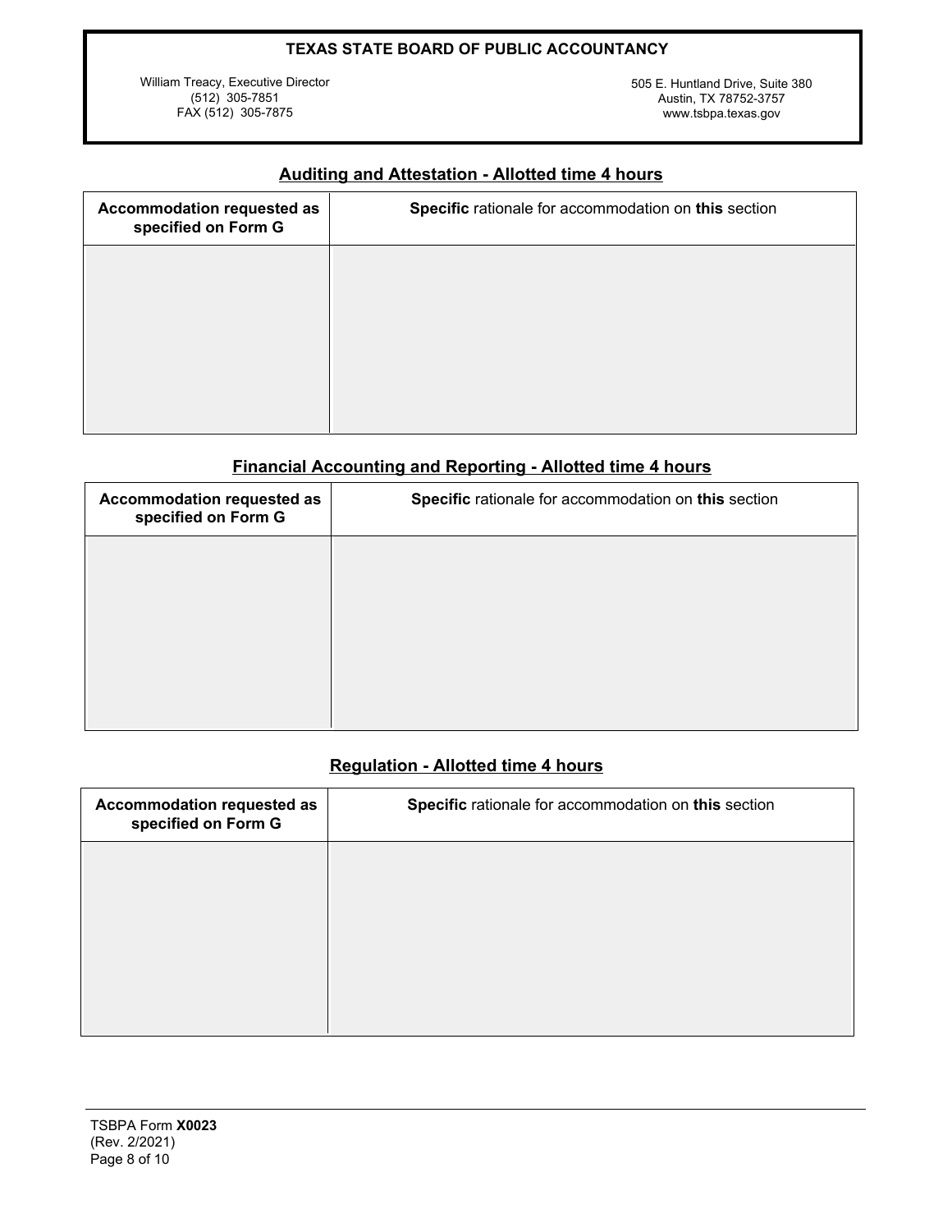**TEXAS STATE BOARD OF PUBLIC ACCOUNTANCY**

William Treacy, Executive Director
(512) 305-7851
FAX (512) 305-7875

505 E. Huntland Drive, Suite 380
Austin, TX 78752-3757
www.tsbpa.texas.gov

## Auditing and Attestation - Allotted time 4 hours

| Accommodation requested as specified on Form G | **Specific** rationale for accommodation on **this** section |
|---|---|
| | |

## Financial Accounting and Reporting - Allotted time 4 hours

| Accommodation requested as specified on Form G | **Specific** rationale for accommodation on **this** section |
|---|---|
| | |

## Regulation - Allotted time 4 hours

| Accommodation requested as specified on Form G | **Specific** rationale for accommodation on **this** section |
|---|---|
| | |

TSBPA Form **X0023**
(Rev. 2/2021)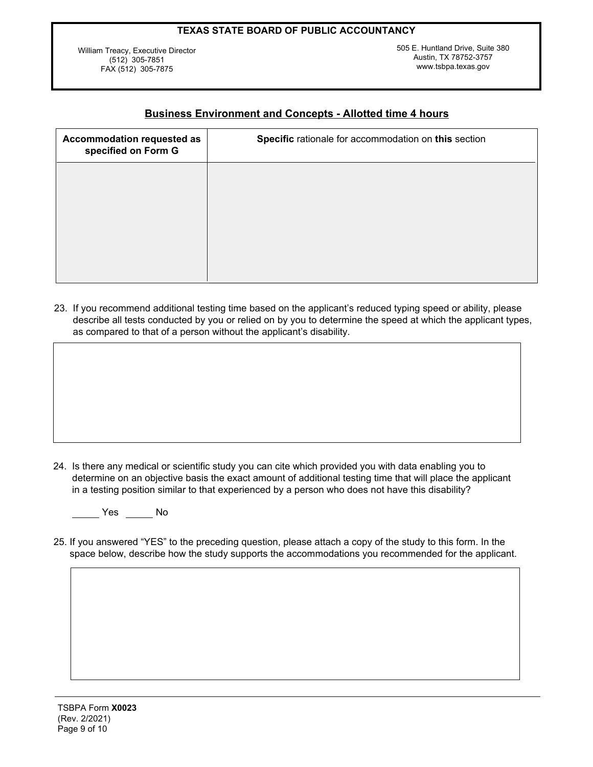**TEXAS STATE BOARD OF PUBLIC ACCOUNTANCY**

William Treacy, Executive Director
(512) 305-7851
FAX (512) 305-7875

505 E. Huntland Drive, Suite 380
Austin, TX 78752-3757
www.tsbpa.texas.gov

## Business Environment and Concepts - Allotted time 4 hours

| Accommodation requested as specified on Form G | **Specific** rationale for accommodation on **this** section |
|---|---|
| | |

23. If you recommend additional testing time based on the applicant's reduced typing speed or ability, please describe all tests conducted by you or relied on by you to determine the speed at which the applicant types, as compared to that of a person without the applicant's disability.

24. Is there any medical or scientific study you can cite which provided you with data enabling you to determine on an objective basis the exact amount of additional testing time that will place the applicant in a testing position similar to that experienced by a person who does not have this disability?

_____ Yes _____ No

25. If you answered "YES" to the preceding question, please attach a copy of the study to this form. In the space below, describe how the study supports the accommodations you recommended for the applicant.

TSBPA Form **X0023**
(Rev. 2/2021)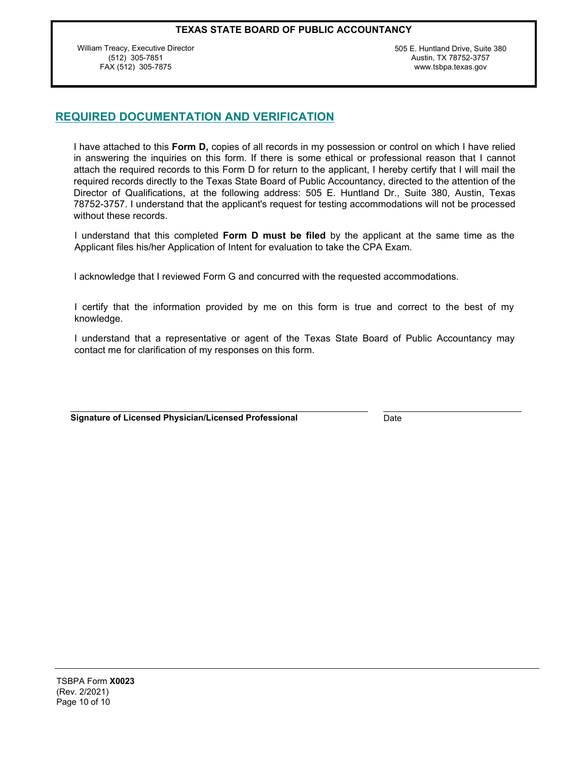**TEXAS STATE BOARD OF PUBLIC ACCOUNTANCY**

William Treacy, Executive Director
(512) 305-7851
FAX (512) 305-7875

505 E. Huntland Drive, Suite 380
Austin, TX 78752-3757
www.tsbpa.texas.gov

## REQUIRED DOCUMENTATION AND VERIFICATION

I have attached to this **Form D,** copies of all records in my possession or control on which I have relied in answering the inquiries on this form. If there is some ethical or professional reason that I cannot attach the required records to this Form D for return to the applicant, I hereby certify that I will mail the required records directly to the Texas State Board of Public Accountancy, directed to the attention of the Director of Qualifications, at the following address: 505 E. Huntland Dr., Suite 380, Austin, Texas 78752-3757. I understand that the applicant's request for testing accommodations will not be processed without these records.

I understand that this completed **Form D must be filed** by the applicant at the same time as the Applicant files his/her Application of Intent for evaluation to take the CPA Exam.

I acknowledge that I reviewed Form G and concurred with the requested accommodations.

I certify that the information provided by me on this form is true and correct to the best of my knowledge.

I understand that a representative or agent of the Texas State Board of Public Accountancy may contact me for clarification of my responses on this form.

______________________________________ ____________________

**Signature of Licensed Physician/Licensed Professional** Date

TSBPA Form **X0023**
(Rev. 2/2021)